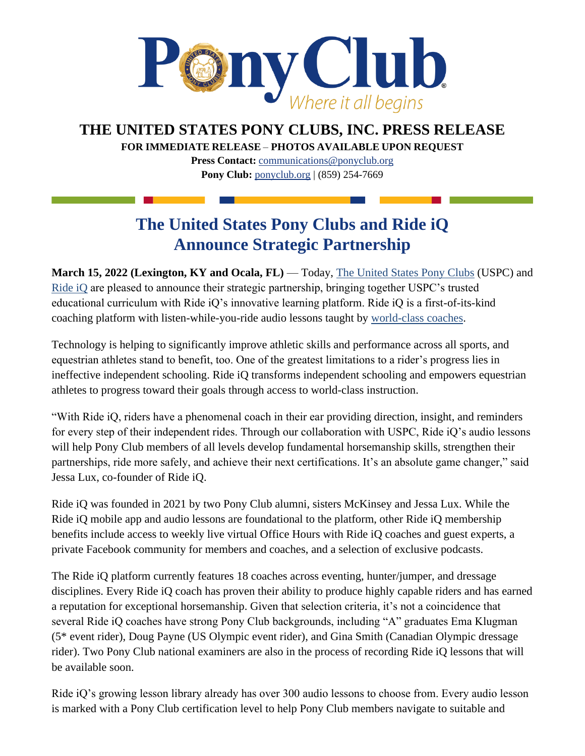# THE UNITED STATES PONY CLUBS, INC. PRESS RELEASE

**FOR IMMEDIATE RELEASE – PHOTOS AVAILABLE UPON REQUEST**

**Press Contact:** communications@ponyclub.org

**Pony Club:** ponyclub.org | (859) 254-7669

## The United States Pony Clubs and Ride iQ Announce Strategic Partnership

**March 15, 2022 (Lexington, KY and Ocala, FL)** — Today, The United States Pony Clubs (USPC) and Ride iQ are pleased to announce their strategic partnership, bringing together USPC's trusted educational curriculum with Ride iQ's innovative learning platform. Ride iQ is a first-of-its-kind coaching platform with listen-while-you-ride audio lessons taught by world-class coaches.

Technology is helping to significantly improve athletic skills and performance across all sports, and equestrian athletes stand to benefit, too. One of the greatest limitations to a rider's progress lies in ineffective independent schooling. Ride iQ transforms independent schooling and empowers equestrian athletes to progress toward their goals through access to world-class instruction.

"With Ride iQ, riders have a phenomenal coach in their ear providing direction, insight, and reminders for every step of their independent rides. Through our collaboration with USPC, Ride iQ's audio lessons will help Pony Club members of all levels develop fundamental horsemanship skills, strengthen their partnerships, ride more safely, and achieve their next certifications. It's an absolute game changer," said Jessa Lux, co-founder of Ride iQ.

Ride iQ was founded in 2021 by two Pony Club alumni, sisters McKinsey and Jessa Lux. While the Ride iQ mobile app and audio lessons are foundational to the platform, other Ride iQ membership benefits include access to weekly live virtual Office Hours with Ride iQ coaches and guest experts, a private Facebook community for members and coaches, and a selection of exclusive podcasts.

The Ride iQ platform currently features 18 coaches across eventing, hunter/jumper, and dressage disciplines. Every Ride iQ coach has proven their ability to produce highly capable riders and has earned a reputation for exceptional horsemanship. Given that selection criteria, it's not a coincidence that several Ride iQ coaches have strong Pony Club backgrounds, including "A" graduates Ema Klugman (5* event rider), Doug Payne (US Olympic event rider), and Gina Smith (Canadian Olympic dressage rider). Two Pony Club national examiners are also in the process of recording Ride iQ lessons that will be available soon.

Ride iQ's growing lesson library already has over 300 audio lessons to choose from. Every audio lesson is marked with a Pony Club certification level to help Pony Club members navigate to suitable and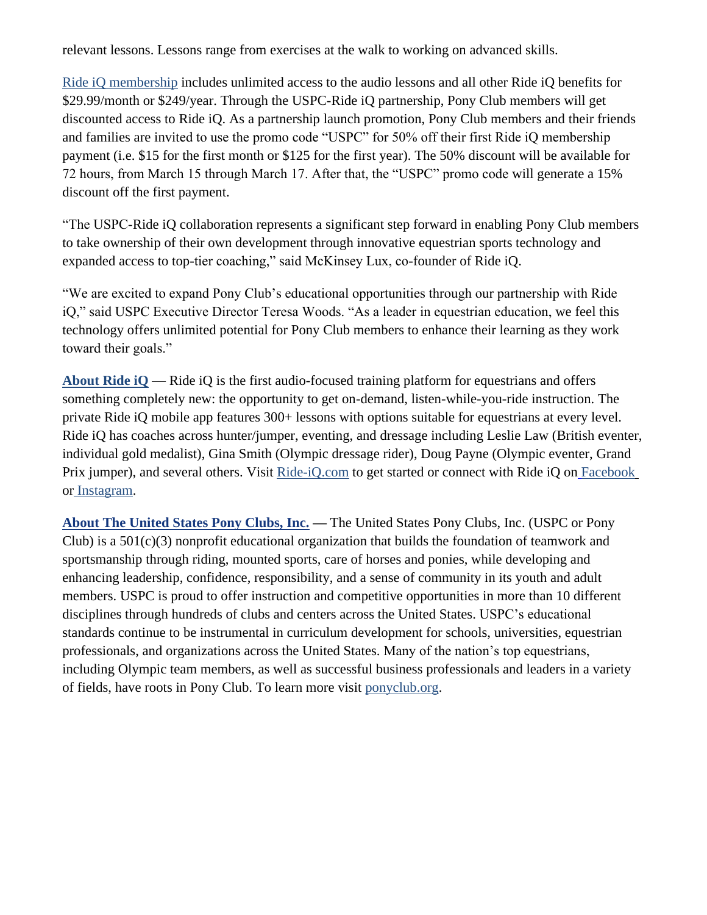relevant lessons. Lessons range from exercises at the walk to working on advanced skills.

Ride iQ membership includes unlimited access to the audio lessons and all other Ride iQ benefits for $29.99/month or $249/year. Through the USPC-Ride iQ partnership, Pony Club members will get discounted access to Ride iQ. As a partnership launch promotion, Pony Club members and their friends and families are invited to use the promo code "USPC" for 50% off their first Ride iQ membership payment (i.e. $15 for the first month or $125 for the first year). The 50% discount will be available for 72 hours, from March 15 through March 17. After that, the "USPC" promo code will generate a 15% discount off the first payment.

"The USPC-Ride iQ collaboration represents a significant step forward in enabling Pony Club members to take ownership of their own development through innovative equestrian sports technology and expanded access to top-tier coaching," said McKinsey Lux, co-founder of Ride iQ.

"We are excited to expand Pony Club's educational opportunities through our partnership with Ride iQ," said USPC Executive Director Teresa Woods. "As a leader in equestrian education, we feel this technology offers unlimited potential for Pony Club members to enhance their learning as they work toward their goals."

**About Ride iQ** — Ride iQ is the first audio-focused training platform for equestrians and offers something completely new: the opportunity to get on-demand, listen-while-you-ride instruction. The private Ride iQ mobile app features 300+ lessons with options suitable for equestrians at every level. Ride iQ has coaches across hunter/jumper, eventing, and dressage including Leslie Law (British eventer, individual gold medalist), Gina Smith (Olympic dressage rider), Doug Payne (Olympic eventer, Grand Prix jumper), and several others. Visit Ride-iQ.com to get started or connect with Ride iQ on Facebook or Instagram.

**About The United States Pony Clubs, Inc.** — The United States Pony Clubs, Inc. (USPC or Pony Club) is a 501(c)(3) nonprofit educational organization that builds the foundation of teamwork and sportsmanship through riding, mounted sports, care of horses and ponies, while developing and enhancing leadership, confidence, responsibility, and a sense of community in its youth and adult members. USPC is proud to offer instruction and competitive opportunities in more than 10 different disciplines through hundreds of clubs and centers across the United States. USPC's educational standards continue to be instrumental in curriculum development for schools, universities, equestrian professionals, and organizations across the United States. Many of the nation's top equestrians, including Olympic team members, as well as successful business professionals and leaders in a variety of fields, have roots in Pony Club. To learn more visit ponyclub.org.